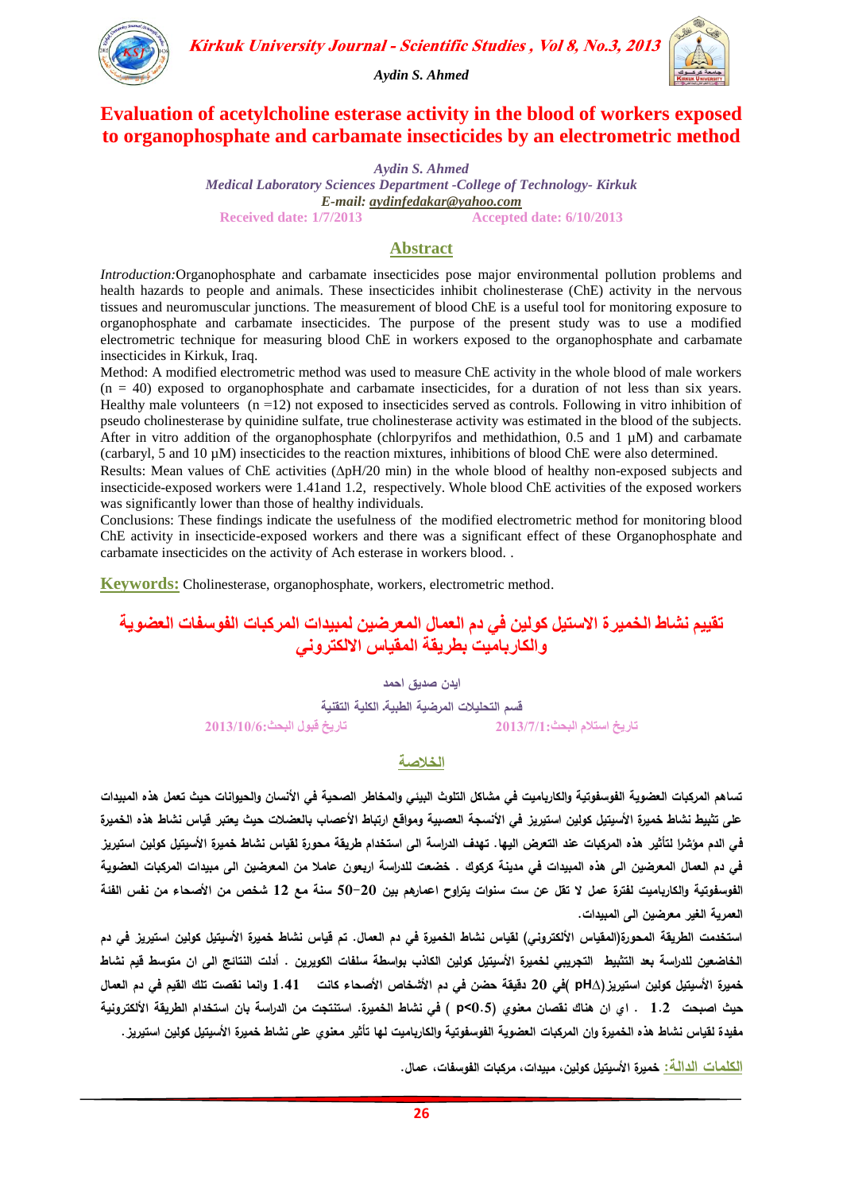# Evaluation of acetylcholine esterase activity in the blood of workers exposed to organophosphate and carbamate insecticides by an electrometric method

*Aydin S. Ahmed*

*Medical Laboratory Sciences Department -College of Technology- Kirkuk*

*E-mail: aydinfedakar@yahoo.com*

Received date: 1/7/2013 Accepted date: 6/10/2013

## Abstract

*Introduction:*Organophosphate and carbamate insecticides pose major environmental pollution problems and health hazards to people and animals. These insecticides inhibit cholinesterase (ChE) activity in the nervous tissues and neuromuscular junctions. The measurement of blood ChE is a useful tool for monitoring exposure to organophosphate and carbamate insecticides. The purpose of the present study was to use a modified electrometric technique for measuring blood ChE in workers exposed to the organophosphate and carbamate insecticides in Kirkuk, Iraq.

Method: A modified electrometric method was used to measure ChE activity in the whole blood of male workers ($n = 40$) exposed to organophosphate and carbamate insecticides, for a duration of not less than six years. Healthy male volunteers ($n = 12$) not exposed to insecticides served as controls. Following in vitro inhibition of pseudo cholinesterase by quinidine sulfate, true cholinesterase activity was estimated in the blood of the subjects. After in vitro addition of the organophosphate (chlorpyrifos and methidathion, 0.5 and 1 µM) and carbamate (carbaryl, 5 and 10 µM) insecticides to the reaction mixtures, inhibitions of blood ChE were also determined.

Results: Mean values of ChE activities ($\Delta pH/20$ min) in the whole blood of healthy non-exposed subjects and insecticide-exposed workers were 1.41and 1.2, respectively. Whole blood ChE activities of the exposed workers was significantly lower than those of healthy individuals.

Conclusions: These findings indicate the usefulness of the modified electrometric method for monitoring blood ChE activity in insecticide-exposed workers and there was a significant effect of these Organophosphate and carbamate insecticides on the activity of Ach esterase in workers blood. .

**Keywords:** Cholinesterase, organophosphate, workers, electrometric method.

# تقييم نشاط الخميرة الاستيل كولين في دم العمال المعرضين لمبيدات المركبات الفوسفات العضوية والكارباميت بطريقة المقياس الالكتروني

**ايدن صديق احمد**

قسم التحليلات المرضية الطبية، الكلية التقنية

تاريخ استلام البحث:2013/7/1 تاريخ قبول البحث:2013/10/6

## الخلاصة

تساهم المركبات العضوية الفوسفوتية والكارباميت في مشاكل التلوث البيئي والمخاطر الصحية في الأنسان والحيوانات حيث تعمل هذه المبيدات على تثبيط نشاط خميرة الأسيتيل كولين استيريز في الأنسجة العصبية ومواقع ارتباط الأعصاب بالعضلات حيث يعتبر قياس نشاط هذه الخميرة في الدم مؤشرا لتأثير هذه المركبات عند التعرض اليها. تهدف الدراسة الى استخدام طريقة محورة لقياس نشاط خميرة الأسيتيل كولين استيريز في دم العمال المعرضين الى هذه المبيدات في مدينة كركوك . خضعت للدراسة اربعون عاملا من المعرضين الى مبيدات المركبات العضوية الفوسفوتية والكارباميت لفترة عمل لا تقل عن ست سنوات يتراوح اعمارهم بين 20-50 سنة مع 12 شخص من الأصحاء من نفس الفئة العمرية الغير معرضين الى المبيدات.

استخدمت الطريقة المحورة(المقياس الألكتروني) لقياس نشاط الخميرة في دم العمال. تم قياس نشاط خميرة الأسيتيل كولين استيريز في دم الخاضعين للدراسة بعد التثبيط التجريبي لخميرة الأسيتيل كولين الكاذب بواسطة سلفات الكويرين . أدلت النتائج الى ان متوسط قيم نشاط خميرة الأسيتيل كولين استيريز($\Delta pH$) في 20 دقيقة حضن في دم الأشخاص الأصحاء كانت 1.41 وانما نقصت تلك القيم في دم العمال حيث اصبحت 1.2 . اي ان هناك نقصان معنوي ($p<0.5$) في نشاط الخميرة. استنتجت من الدراسة بان استخدام الطريقة الألكترونية مفيدة لقياس نشاط هذه الخميرة وان المركبات العضوية الفوسفوتية والكارباميت لها تأثير معنوي على نشاط خميرة الأسيتيل كولين استيريز.

**الكلمات الدالة:** خميرة الأسيتيل كولين، مبيدات، مركبات الفوسفات، عمال.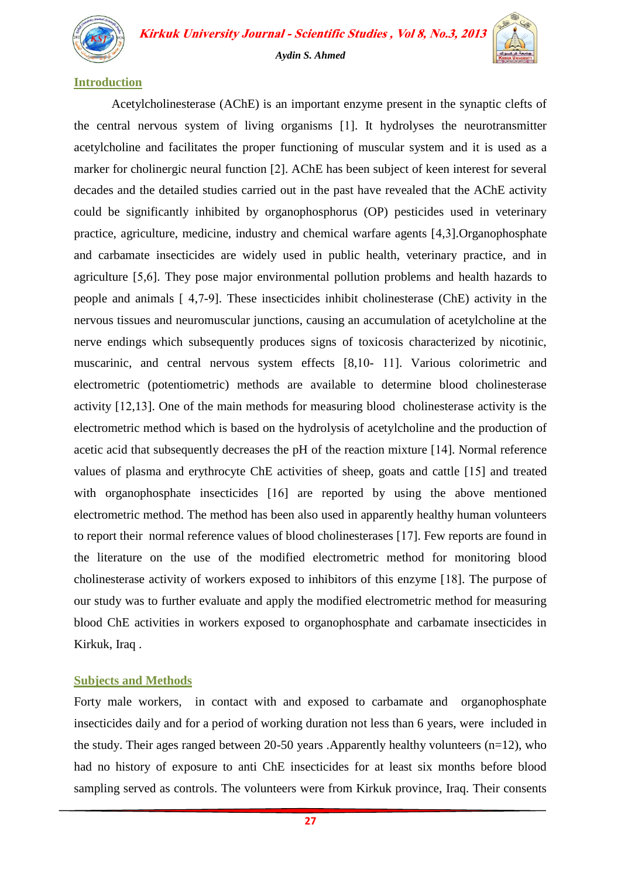## Introduction

Acetylcholinesterase (AChE) is an important enzyme present in the synaptic clefts of the central nervous system of living organisms [1]. It hydrolyses the neurotransmitter acetylcholine and facilitates the proper functioning of muscular system and it is used as a marker for cholinergic neural function [2]. AChE has been subject of keen interest for several decades and the detailed studies carried out in the past have revealed that the AChE activity could be significantly inhibited by organophosphorus (OP) pesticides used in veterinary practice, agriculture, medicine, industry and chemical warfare agents [4,3].Organophosphate and carbamate insecticides are widely used in public health, veterinary practice, and in agriculture [5,6]. They pose major environmental pollution problems and health hazards to people and animals [ 4,7-9]. These insecticides inhibit cholinesterase (ChE) activity in the nervous tissues and neuromuscular junctions, causing an accumulation of acetylcholine at the nerve endings which subsequently produces signs of toxicosis characterized by nicotinic, muscarinic, and central nervous system effects [8,10- 11]. Various colorimetric and electrometric (potentiometric) methods are available to determine blood cholinesterase activity [12,13]. One of the main methods for measuring blood cholinesterase activity is the electrometric method which is based on the hydrolysis of acetylcholine and the production of acetic acid that subsequently decreases the pH of the reaction mixture [14]. Normal reference values of plasma and erythrocyte ChE activities of sheep, goats and cattle [15] and treated with organophosphate insecticides [16] are reported by using the above mentioned electrometric method. The method has been also used in apparently healthy human volunteers to report their normal reference values of blood cholinesterases [17]. Few reports are found in the literature on the use of the modified electrometric method for monitoring blood cholinesterase activity of workers exposed to inhibitors of this enzyme [18]. The purpose of our study was to further evaluate and apply the modified electrometric method for measuring blood ChE activities in workers exposed to organophosphate and carbamate insecticides in Kirkuk, Iraq .

## Subjects and Methods

Forty male workers, in contact with and exposed to carbamate and organophosphate insecticides daily and for a period of working duration not less than 6 years, were included in the study. Their ages ranged between 20-50 years .Apparently healthy volunteers (n=12), who had no history of exposure to anti ChE insecticides for at least six months before blood sampling served as controls. The volunteers were from Kirkuk province, Iraq. Their consents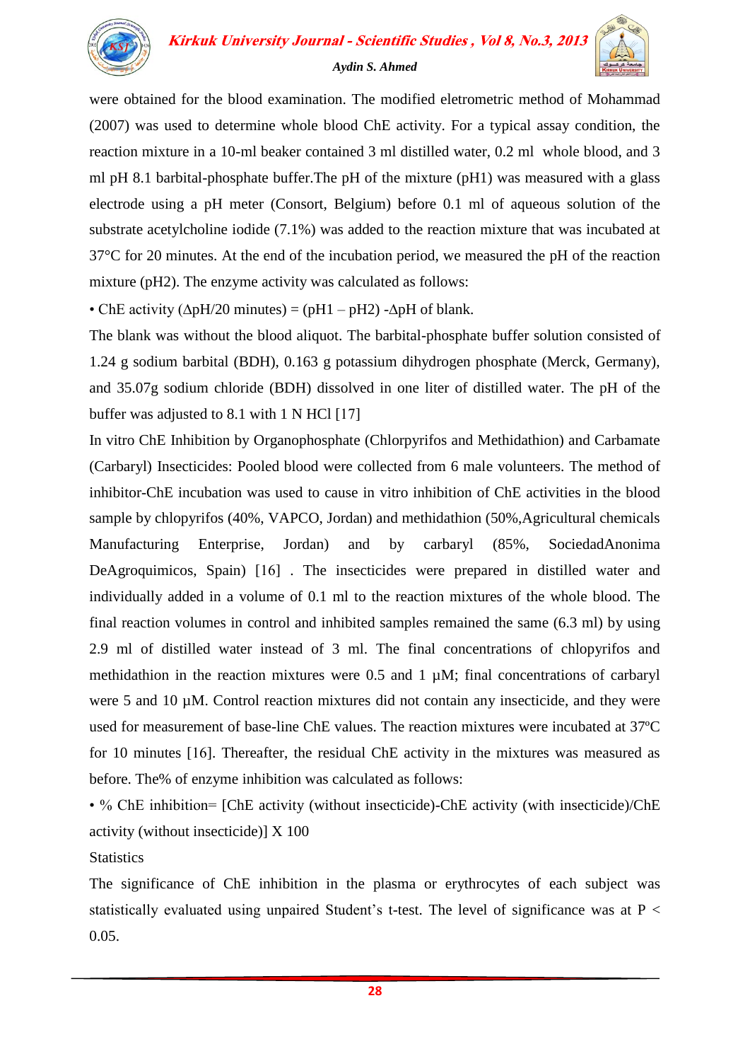were obtained for the blood examination. The modified eletrometric method of Mohammad (2007) was used to determine whole blood ChE activity. For a typical assay condition, the reaction mixture in a 10-ml beaker contained 3 ml distilled water, 0.2 ml whole blood, and 3 ml pH 8.1 barbital-phosphate buffer.The pH of the mixture (pH1) was measured with a glass electrode using a pH meter (Consort, Belgium) before 0.1 ml of aqueous solution of the substrate acetylcholine iodide (7.1%) was added to the reaction mixture that was incubated at 37°C for 20 minutes. At the end of the incubation period, we measured the pH of the reaction mixture (pH2). The enzyme activity was calculated as follows:

- ChE activity ($\Delta$pH/20 minutes) = (pH1 – pH2) -$\Delta$pH of blank.

The blank was without the blood aliquot. The barbital-phosphate buffer solution consisted of 1.24 g sodium barbital (BDH), 0.163 g potassium dihydrogen phosphate (Merck, Germany), and 35.07g sodium chloride (BDH) dissolved in one liter of distilled water. The pH of the buffer was adjusted to 8.1 with 1 N HCl [17]

In vitro ChE Inhibition by Organophosphate (Chlorpyrifos and Methidathion) and Carbamate (Carbaryl) Insecticides: Pooled blood were collected from 6 male volunteers. The method of inhibitor-ChE incubation was used to cause in vitro inhibition of ChE activities in the blood sample by chlopyrifos (40%, VAPCO, Jordan) and methidathion (50%,Agricultural chemicals Manufacturing Enterprise, Jordan) and by carbaryl (85%, SociedadAnonima DeAgroquimicos, Spain) [16] . The insecticides were prepared in distilled water and individually added in a volume of 0.1 ml to the reaction mixtures of the whole blood. The final reaction volumes in control and inhibited samples remained the same (6.3 ml) by using 2.9 ml of distilled water instead of 3 ml. The final concentrations of chlopyrifos and methidathion in the reaction mixtures were 0.5 and 1 µM; final concentrations of carbaryl were 5 and 10 µM. Control reaction mixtures did not contain any insecticide, and they were used for measurement of base-line ChE values. The reaction mixtures were incubated at 37ºC for 10 minutes [16]. Thereafter, the residual ChE activity in the mixtures was measured as before. The% of enzyme inhibition was calculated as follows:

- % ChE inhibition= [ChE activity (without insecticide)-ChE activity (with insecticide)/ChE activity (without insecticide)] X 100

Statistics

The significance of ChE inhibition in the plasma or erythrocytes of each subject was statistically evaluated using unpaired Student's t-test. The level of significance was at $P < 0.05$.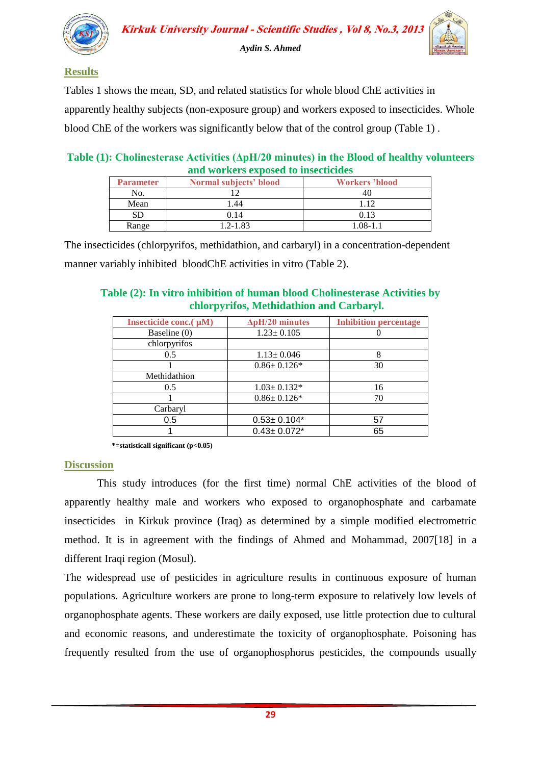## Results

Tables 1 shows the mean, SD, and related statistics for whole blood ChE activities in apparently healthy subjects (non-exposure group) and workers exposed to insecticides. Whole blood ChE of the workers was significantly below that of the control group (Table 1) .

**Table (1): Cholinesterase Activities (ΔpH/20 minutes) in the Blood of healthy volunteers and workers exposed to insecticides**

| Parameter | Normal subjects' blood | Workers 'blood |
|---|---|---|
| No. | 12 | 40 |
| Mean | 1.44 | 1.12 |
| SD | 0.14 | 0.13 |
| Range | 1.2-1.83 | 1.08-1.1 |

The insecticides (chlorpyrifos, methidathion, and carbaryl) in a concentration-dependent manner variably inhibited bloodChE activities in vitro (Table 2).

**Table (2): In vitro inhibition of human blood Cholinesterase Activities by chlorpyrifos, Methidathion and Carbaryl.**

| Insecticide conc.( μM) | ΔpH/20 minutes | Inhibition percentage |
|---|---|---|
| Baseline (0) | 1.23± 0.105 | 0 |
| chlorpyrifos | | |
| 0.5 | 1.13± 0.046 | 8 |
| 1 | 0.86± 0.126* | 30 |
| Methidathion | | |
| 0.5 | 1.03± 0.132* | 16 |
| 1 | 0.86± 0.126* | 70 |
| Carbaryl | | |
| 0.5 | 0.53± 0.104* | 57 |
| 1 | 0.43± 0.072* | 65 |

**\*=statisticall significant ($p<0.05$)**

## Discussion

This study introduces (for the first time) normal ChE activities of the blood of apparently healthy male and workers who exposed to organophosphate and carbamate insecticides in Kirkuk province (Iraq) as determined by a simple modified electrometric method. It is in agreement with the findings of Ahmed and Mohammad, 2007[18] in a different Iraqi region (Mosul).

The widespread use of pesticides in agriculture results in continuous exposure of human populations. Agriculture workers are prone to long-term exposure to relatively low levels of organophosphate agents. These workers are daily exposed, use little protection due to cultural and economic reasons, and underestimate the toxicity of organophosphate. Poisoning has frequently resulted from the use of organophosphorus pesticides, the compounds usually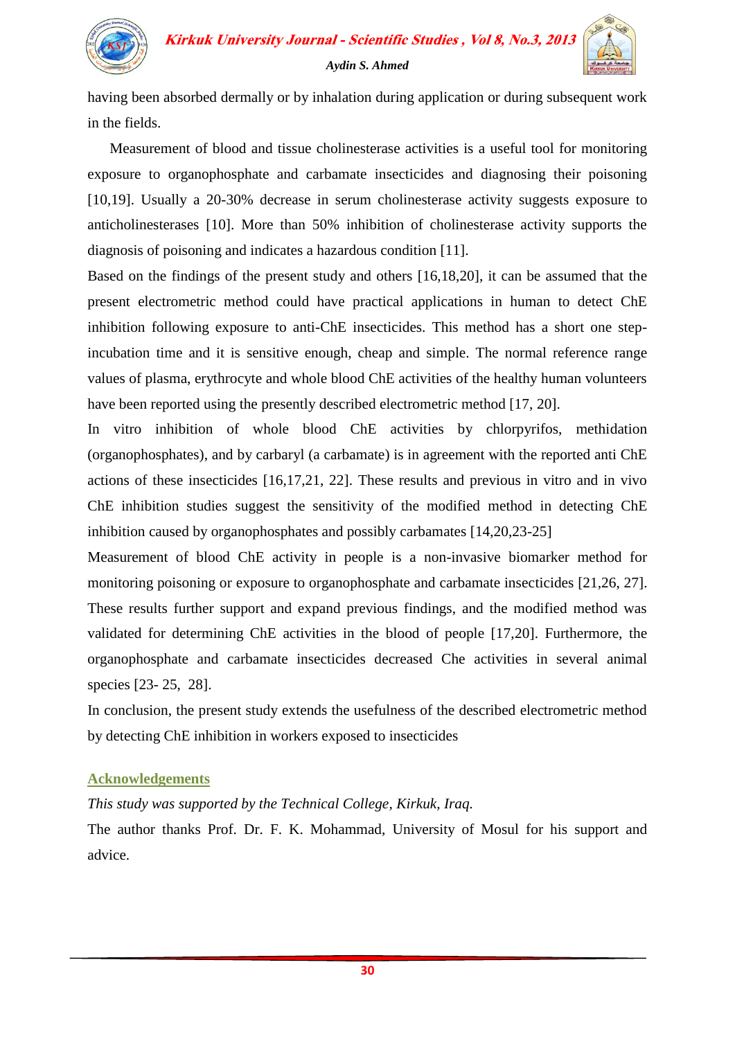having been absorbed dermally or by inhalation during application or during subsequent work in the fields.

Measurement of blood and tissue cholinesterase activities is a useful tool for monitoring exposure to organophosphate and carbamate insecticides and diagnosing their poisoning [10,19]. Usually a 20-30% decrease in serum cholinesterase activity suggests exposure to anticholinesterases [10]. More than 50% inhibition of cholinesterase activity supports the diagnosis of poisoning and indicates a hazardous condition [11].

Based on the findings of the present study and others [16,18,20], it can be assumed that the present electrometric method could have practical applications in human to detect ChE inhibition following exposure to anti-ChE insecticides. This method has a short one step-incubation time and it is sensitive enough, cheap and simple. The normal reference range values of plasma, erythrocyte and whole blood ChE activities of the healthy human volunteers have been reported using the presently described electrometric method [17, 20].

In vitro inhibition of whole blood ChE activities by chlorpyrifos, methidation (organophosphates), and by carbaryl (a carbamate) is in agreement with the reported anti ChE actions of these insecticides [16,17,21, 22]. These results and previous in vitro and in vivo ChE inhibition studies suggest the sensitivity of the modified method in detecting ChE inhibition caused by organophosphates and possibly carbamates [14,20,23-25]

Measurement of blood ChE activity in people is a non-invasive biomarker method for monitoring poisoning or exposure to organophosphate and carbamate insecticides [21,26, 27]. These results further support and expand previous findings, and the modified method was validated for determining ChE activities in the blood of people [17,20]. Furthermore, the organophosphate and carbamate insecticides decreased Che activities in several animal species [23- 25, 28].

In conclusion, the present study extends the usefulness of the described electrometric method by detecting ChE inhibition in workers exposed to insecticides

## Acknowledgements

*This study was supported by the Technical College, Kirkuk, Iraq.*

The author thanks Prof. Dr. F. K. Mohammad, University of Mosul for his support and advice.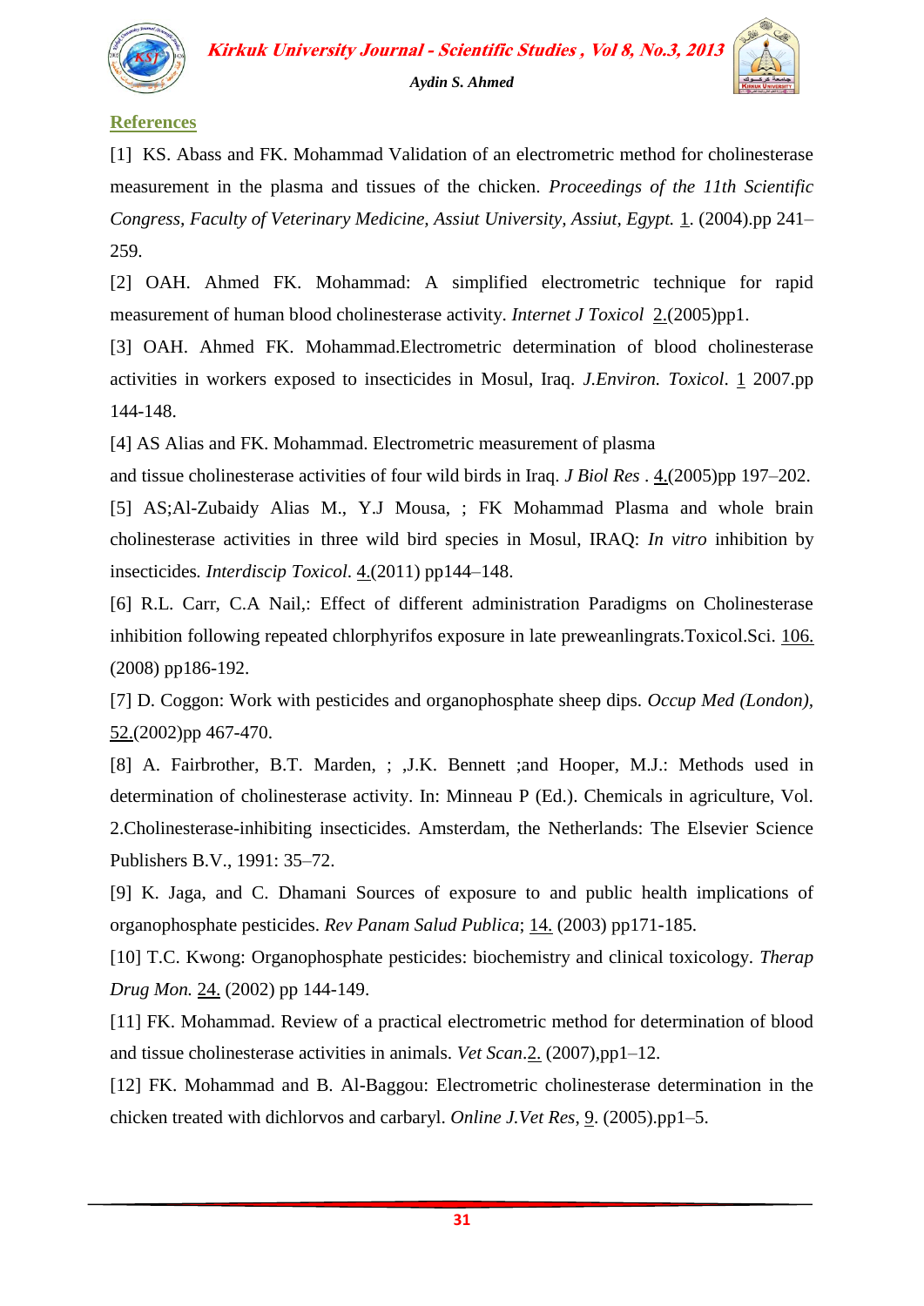## References

[1] KS. Abass and FK. Mohammad Validation of an electrometric method for cholinesterase measurement in the plasma and tissues of the chicken. *Proceedings of the 11th Scientific Congress, Faculty of Veterinary Medicine, Assiut University, Assiut, Egypt.* 1. (2004).pp 241–259.

[2] OAH. Ahmed FK. Mohammad: A simplified electrometric technique for rapid measurement of human blood cholinesterase activity. *Internet J Toxicol* 2.(2005)pp1.

[3] OAH. Ahmed FK. Mohammad.Electrometric determination of blood cholinesterase activities in workers exposed to insecticides in Mosul, Iraq. *J.Environ. Toxicol*. 1 2007.pp 144-148.

[4] AS Alias and FK. Mohammad. Electrometric measurement of plasma and tissue cholinesterase activities of four wild birds in Iraq. *J Biol Res* . 4.(2005)pp 197–202.

[5] AS;Al-Zubaidy Alias M., Y.J Mousa, ; FK Mohammad Plasma and whole brain cholinesterase activities in three wild bird species in Mosul, IRAQ: *In vitro* inhibition by insecticides. *Interdiscip Toxicol*. 4.(2011) pp144–148.

[6] R.L. Carr, C.A Nail,: Effect of different administration Paradigms on Cholinesterase inhibition following repeated chlorphyrifos exposure in late preweanlingrats.Toxicol.Sci. 106. (2008) pp186-192.

[7] D. Coggon: Work with pesticides and organophosphate sheep dips. *Occup Med (London)*, 52.(2002)pp 467-470.

[8] A. Fairbrother, B.T. Marden, ; ,J.K. Bennett ;and Hooper, M.J.: Methods used in determination of cholinesterase activity. In: Minneau P (Ed.). Chemicals in agriculture, Vol. 2.Cholinesterase-inhibiting insecticides. Amsterdam, the Netherlands: The Elsevier Science Publishers B.V., 1991: 35–72.

[9] K. Jaga, and C. Dhamani Sources of exposure to and public health implications of organophosphate pesticides. *Rev Panam Salud Publica*; 14. (2003) pp171-185.

[10] T.C. Kwong: Organophosphate pesticides: biochemistry and clinical toxicology. *Therap Drug Mon.* 24. (2002) pp 144-149.

[11] FK. Mohammad. Review of a practical electrometric method for determination of blood and tissue cholinesterase activities in animals. *Vet Scan*.2. (2007),pp1–12.

[12] FK. Mohammad and B. Al-Baggou: Electrometric cholinesterase determination in the chicken treated with dichlorvos and carbaryl. *Online J.Vet Res*, 9. (2005).pp1–5.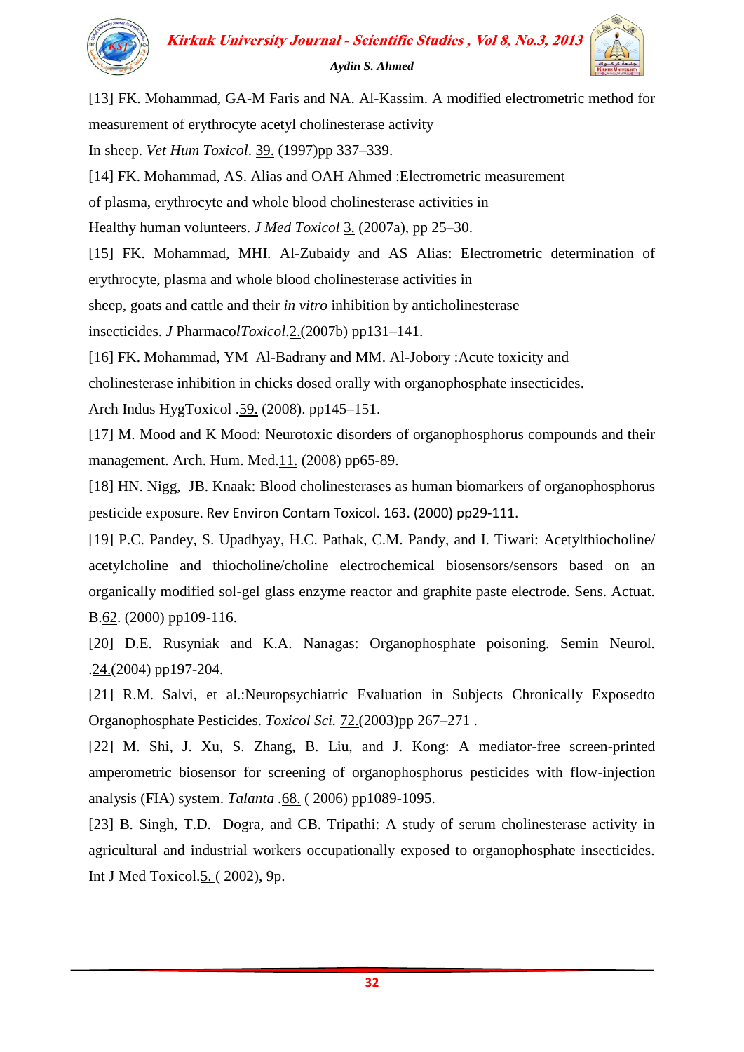[13] FK. Mohammad, GA-M Faris and NA. Al-Kassim. A modified electrometric method for measurement of erythrocyte acetyl cholinesterase activity In sheep. *Vet Hum Toxicol*. 39. (1997)pp 337–339.

[14] FK. Mohammad, AS. Alias and OAH Ahmed :Electrometric measurement of plasma, erythrocyte and whole blood cholinesterase activities in Healthy human volunteers. *J Med Toxicol* 3. (2007a), pp 25–30.

[15] FK. Mohammad, MHI. Al-Zubaidy and AS Alias: Electrometric determination of erythrocyte, plasma and whole blood cholinesterase activities in sheep, goats and cattle and their *in vitro* inhibition by anticholinesterase insecticides. *J* Pharmacol*Toxicol*.2.(2007b) pp131–141.

[16] FK. Mohammad, YM Al-Badrany and MM. Al-Jobory :Acute toxicity and cholinesterase inhibition in chicks dosed orally with organophosphate insecticides. Arch Indus HygToxicol .59. (2008). pp145–151.

[17] M. Mood and K Mood: Neurotoxic disorders of organophosphorus compounds and their management. Arch. Hum. Med.11. (2008) pp65-89.

[18] HN. Nigg, JB. Knaak: Blood cholinesterases as human biomarkers of organophosphorus pesticide exposure. Rev Environ Contam Toxicol. 163. (2000) pp29-111.

[19] P.C. Pandey, S. Upadhyay, H.C. Pathak, C.M. Pandy, and I. Tiwari: Acetylthiocholine/ acetylcholine and thiocholine/choline electrochemical biosensors/sensors based on an organically modified sol-gel glass enzyme reactor and graphite paste electrode. Sens. Actuat. B.62. (2000) pp109-116.

[20] D.E. Rusyniak and K.A. Nanagas: Organophosphate poisoning. Semin Neurol. .24.(2004) pp197-204.

[21] R.M. Salvi, et al.:Neuropsychiatric Evaluation in Subjects Chronically Exposedto Organophosphate Pesticides. *Toxicol Sci.* 72.(2003)pp 267–271 .

[22] M. Shi, J. Xu, S. Zhang, B. Liu, and J. Kong: A mediator-free screen-printed amperometric biosensor for screening of organophosphorus pesticides with flow-injection analysis (FIA) system. *Talanta* .68. ( 2006) pp1089-1095.

[23] B. Singh, T.D. Dogra, and CB. Tripathi: A study of serum cholinesterase activity in agricultural and industrial workers occupationally exposed to organophosphate insecticides. Int J Med Toxicol.5. ( 2002), 9p.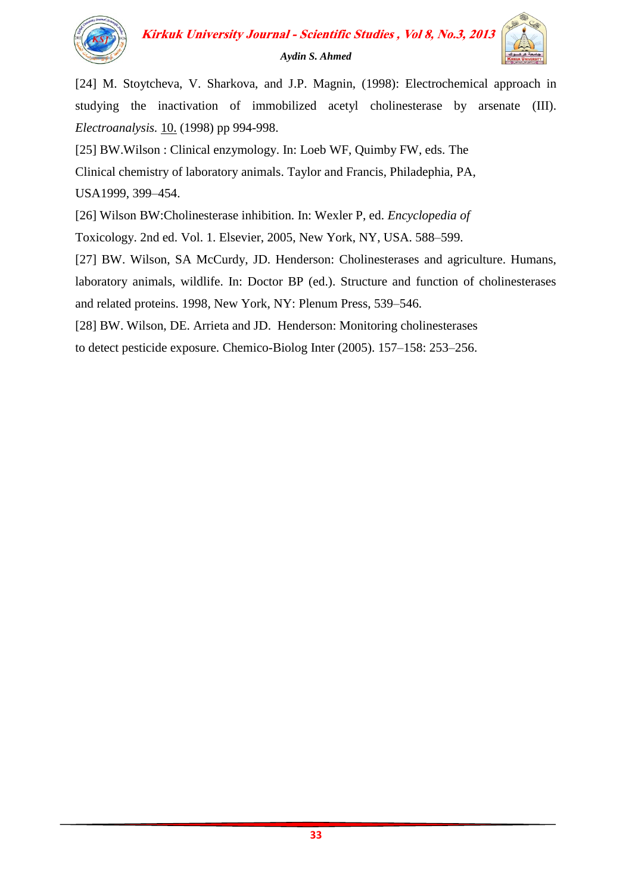[24] M. Stoytcheva, V. Sharkova, and J.P. Magnin, (1998): Electrochemical approach in studying the inactivation of immobilized acetyl cholinesterase by arsenate (III). *Electroanalysis.* 10. (1998) pp 994-998.

[25] BW.Wilson : Clinical enzymology. In: Loeb WF, Quimby FW, eds. The Clinical chemistry of laboratory animals. Taylor and Francis, Philadephia, PA, USA1999, 399–454.

[26] Wilson BW:Cholinesterase inhibition. In: Wexler P, ed. *Encyclopedia of* Toxicology. 2nd ed. Vol. 1. Elsevier, 2005, New York, NY, USA. 588–599.

[27] BW. Wilson, SA McCurdy, JD. Henderson: Cholinesterases and agriculture. Humans, laboratory animals, wildlife. In: Doctor BP (ed.). Structure and function of cholinesterases and related proteins. 1998, New York, NY: Plenum Press, 539–546.

[28] BW. Wilson, DE. Arrieta and JD. Henderson: Monitoring cholinesterases to detect pesticide exposure. Chemico-Biolog Inter (2005). 157–158: 253–256.